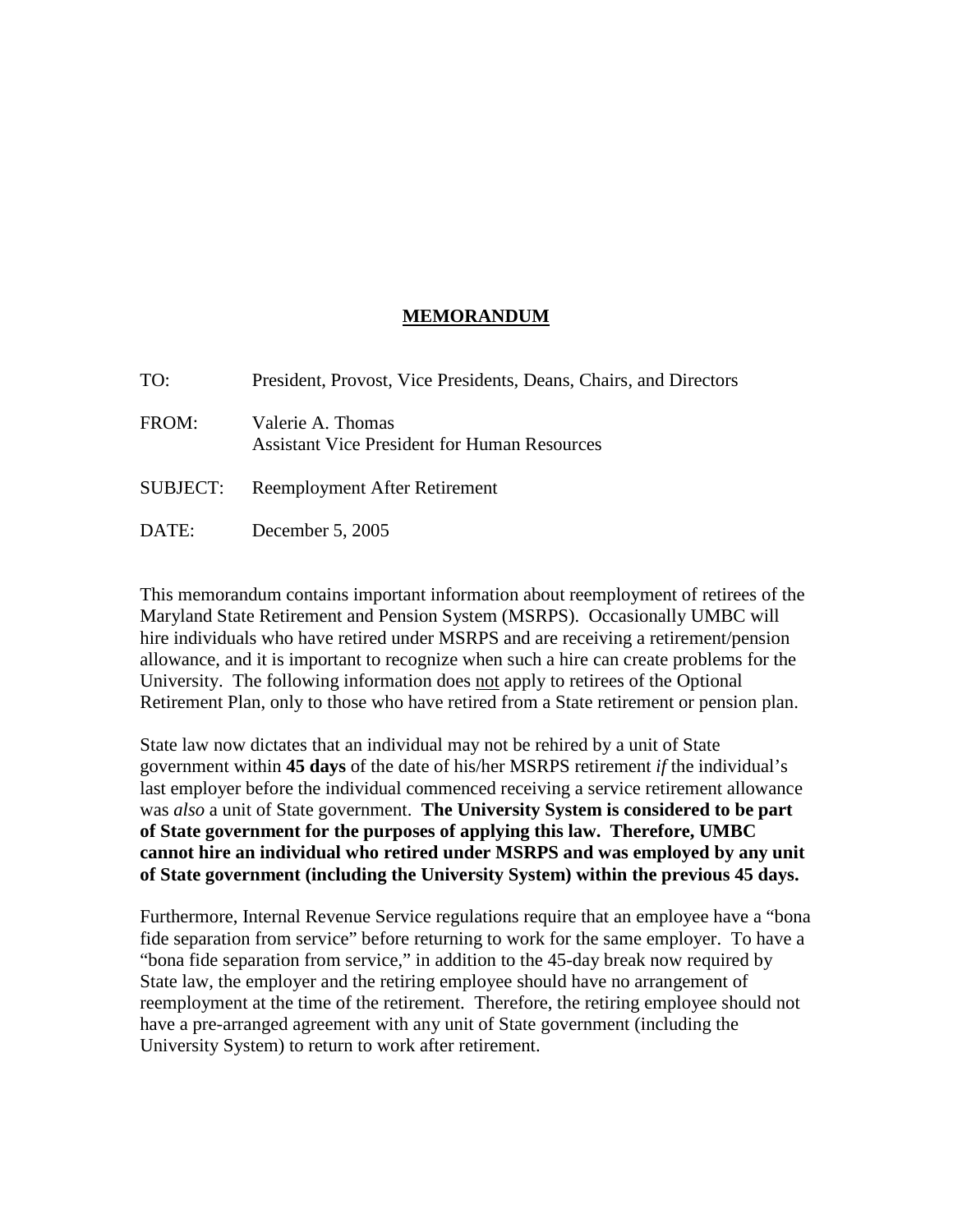# **MEMORANDUM**

TO: President, Provost, Vice Presidents, Deans, Chairs, and Directors

FROM: Valerie A. Thomas
Assistant Vice President for Human Resources

SUBJECT: Reemployment After Retirement

DATE: December 5, 2005

This memorandum contains important information about reemployment of retirees of the Maryland State Retirement and Pension System (MSRPS). Occasionally UMBC will hire individuals who have retired under MSRPS and are receiving a retirement/pension allowance, and it is important to recognize when such a hire can create problems for the University. The following information does <u>not</u> apply to retirees of the Optional Retirement Plan, only to those who have retired from a State retirement or pension plan.

State law now dictates that an individual may not be rehired by a unit of State government within **45 days** of the date of his/her MSRPS retirement *if* the individual's last employer before the individual commenced receiving a service retirement allowance was *also* a unit of State government. **The University System is considered to be part of State government for the purposes of applying this law. Therefore, UMBC cannot hire an individual who retired under MSRPS and was employed by any unit of State government (including the University System) within the previous 45 days.**

Furthermore, Internal Revenue Service regulations require that an employee have a "bona fide separation from service" before returning to work for the same employer. To have a "bona fide separation from service," in addition to the 45-day break now required by State law, the employer and the retiring employee should have no arrangement of reemployment at the time of the retirement. Therefore, the retiring employee should not have a pre-arranged agreement with any unit of State government (including the University System) to return to work after retirement.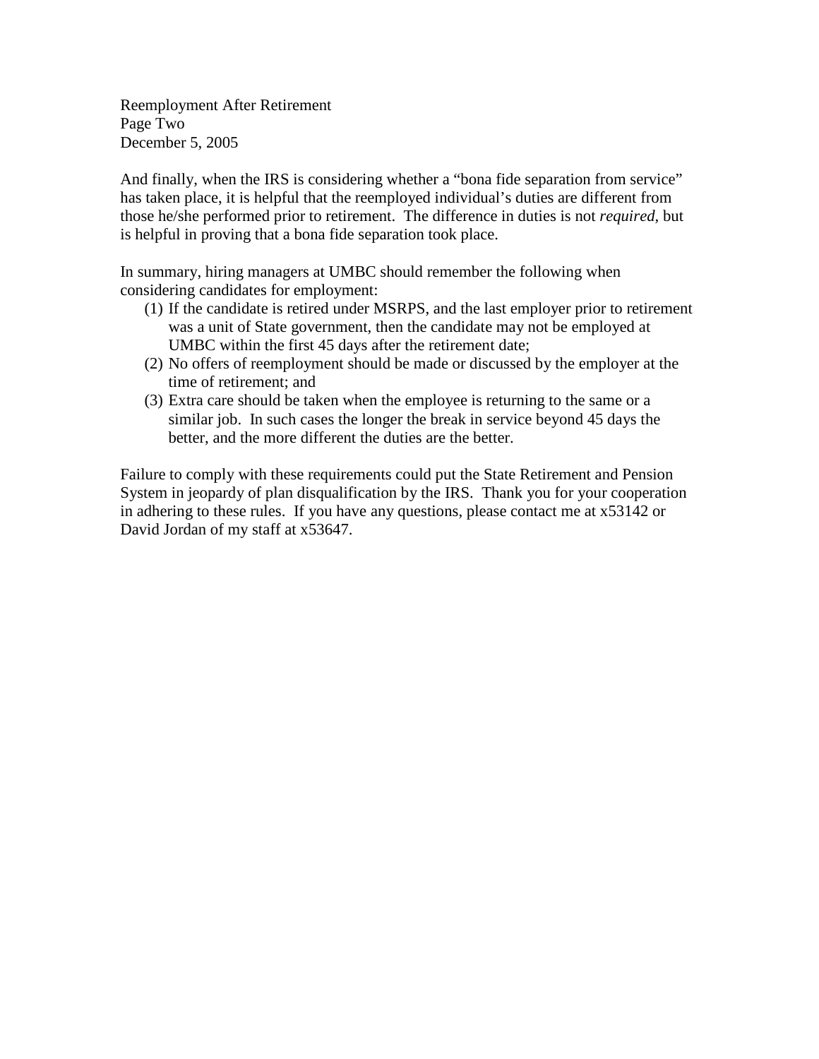And finally, when the IRS is considering whether a "bona fide separation from service" has taken place, it is helpful that the reemployed individual's duties are different from those he/she performed prior to retirement. The difference in duties is not *required*, but is helpful in proving that a bona fide separation took place.

In summary, hiring managers at UMBC should remember the following when considering candidates for employment:

(1) If the candidate is retired under MSRPS, and the last employer prior to retirement was a unit of State government, then the candidate may not be employed at UMBC within the first 45 days after the retirement date;
(2) No offers of reemployment should be made or discussed by the employer at the time of retirement; and
(3) Extra care should be taken when the employee is returning to the same or a similar job. In such cases the longer the break in service beyond 45 days the better, and the more different the duties are the better.

Failure to comply with these requirements could put the State Retirement and Pension System in jeopardy of plan disqualification by the IRS. Thank you for your cooperation in adhering to these rules. If you have any questions, please contact me at x53142 or David Jordan of my staff at x53647.